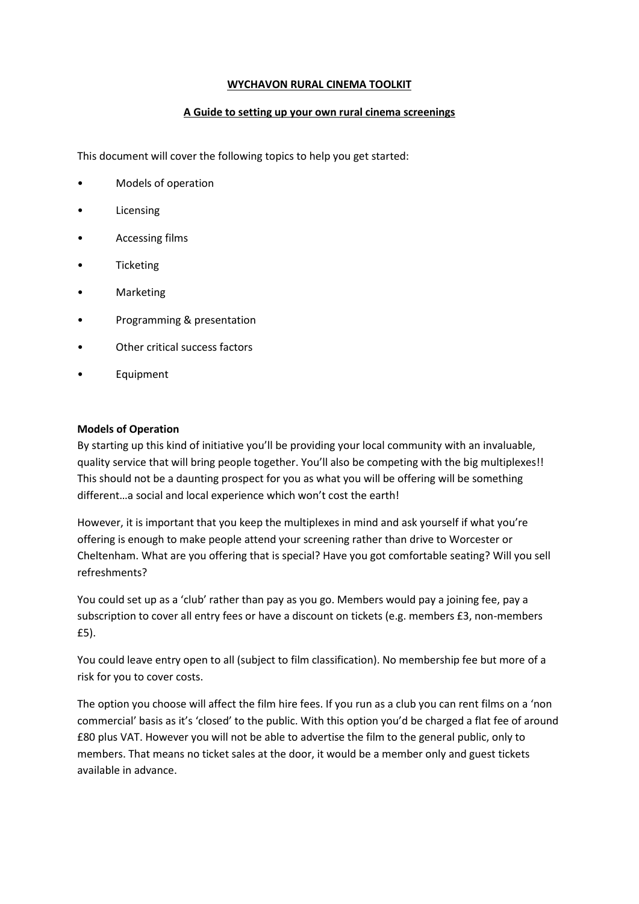# WYCHAVON RURAL CINEMA TOOLKIT

## A Guide to setting up your own rural cinema screenings

This document will cover the following topics to help you get started:

- Models of operation
- Licensing
- Accessing films
- Ticketing
- Marketing
- Programming & presentation
- Other critical success factors
- Equipment

**Models of Operation**

By starting up this kind of initiative you'll be providing your local community with an invaluable, quality service that will bring people together. You'll also be competing with the big multiplexes!! This should not be a daunting prospect for you as what you will be offering will be something different…a social and local experience which won't cost the earth!

However, it is important that you keep the multiplexes in mind and ask yourself if what you're offering is enough to make people attend your screening rather than drive to Worcester or Cheltenham. What are you offering that is special? Have you got comfortable seating? Will you sell refreshments?

You could set up as a 'club' rather than pay as you go. Members would pay a joining fee, pay a subscription to cover all entry fees or have a discount on tickets (e.g. members £3, non-members £5).

You could leave entry open to all (subject to film classification). No membership fee but more of a risk for you to cover costs.

The option you choose will affect the film hire fees. If you run as a club you can rent films on a 'non commercial' basis as it's 'closed' to the public. With this option you'd be charged a flat fee of around £80 plus VAT. However you will not be able to advertise the film to the general public, only to members. That means no ticket sales at the door, it would be a member only and guest tickets available in advance.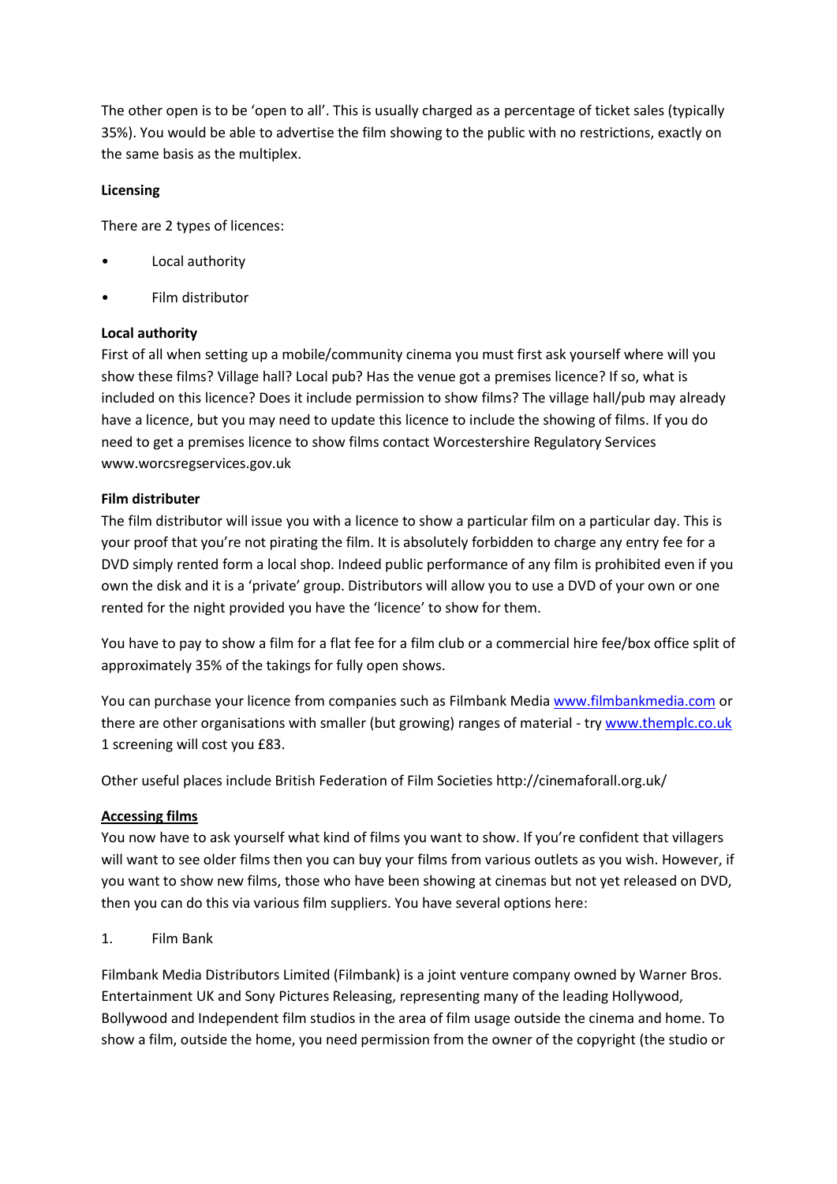The other open is to be 'open to all'. This is usually charged as a percentage of ticket sales (typically 35%). You would be able to advertise the film showing to the public with no restrictions, exactly on the same basis as the multiplex.

**Licensing**

There are 2 types of licences:

- Local authority
- Film distributor

**Local authority**

First of all when setting up a mobile/community cinema you must first ask yourself where will you show these films? Village hall? Local pub? Has the venue got a premises licence? If so, what is included on this licence? Does it include permission to show films? The village hall/pub may already have a licence, but you may need to update this licence to include the showing of films. If you do need to get a premises licence to show films contact Worcestershire Regulatory Services www.worcsregservices.gov.uk

**Film distributer**

The film distributor will issue you with a licence to show a particular film on a particular day. This is your proof that you're not pirating the film. It is absolutely forbidden to charge any entry fee for a DVD simply rented form a local shop. Indeed public performance of any film is prohibited even if you own the disk and it is a 'private' group. Distributors will allow you to use a DVD of your own or one rented for the night provided you have the 'licence' to show for them.

You have to pay to show a film for a flat fee for a film club or a commercial hire fee/box office split of approximately 35% of the takings for fully open shows.

You can purchase your licence from companies such as Filmbank Media [www.filmbankmedia.com](http://www.filmbankmedia.com) or there are other organisations with smaller (but growing) ranges of material - try [www.themplc.co.uk](http://www.themplc.co.uk) 1 screening will cost you £83.

Other useful places include British Federation of Film Societies http://cinemaforall.org.uk/

**Accessing films**

You now have to ask yourself what kind of films you want to show. If you're confident that villagers will want to see older films then you can buy your films from various outlets as you wish. However, if you want to show new films, those who have been showing at cinemas but not yet released on DVD, then you can do this via various film suppliers. You have several options here:

1. Film Bank

Filmbank Media Distributors Limited (Filmbank) is a joint venture company owned by Warner Bros. Entertainment UK and Sony Pictures Releasing, representing many of the leading Hollywood, Bollywood and Independent film studios in the area of film usage outside the cinema and home. To show a film, outside the home, you need permission from the owner of the copyright (the studio or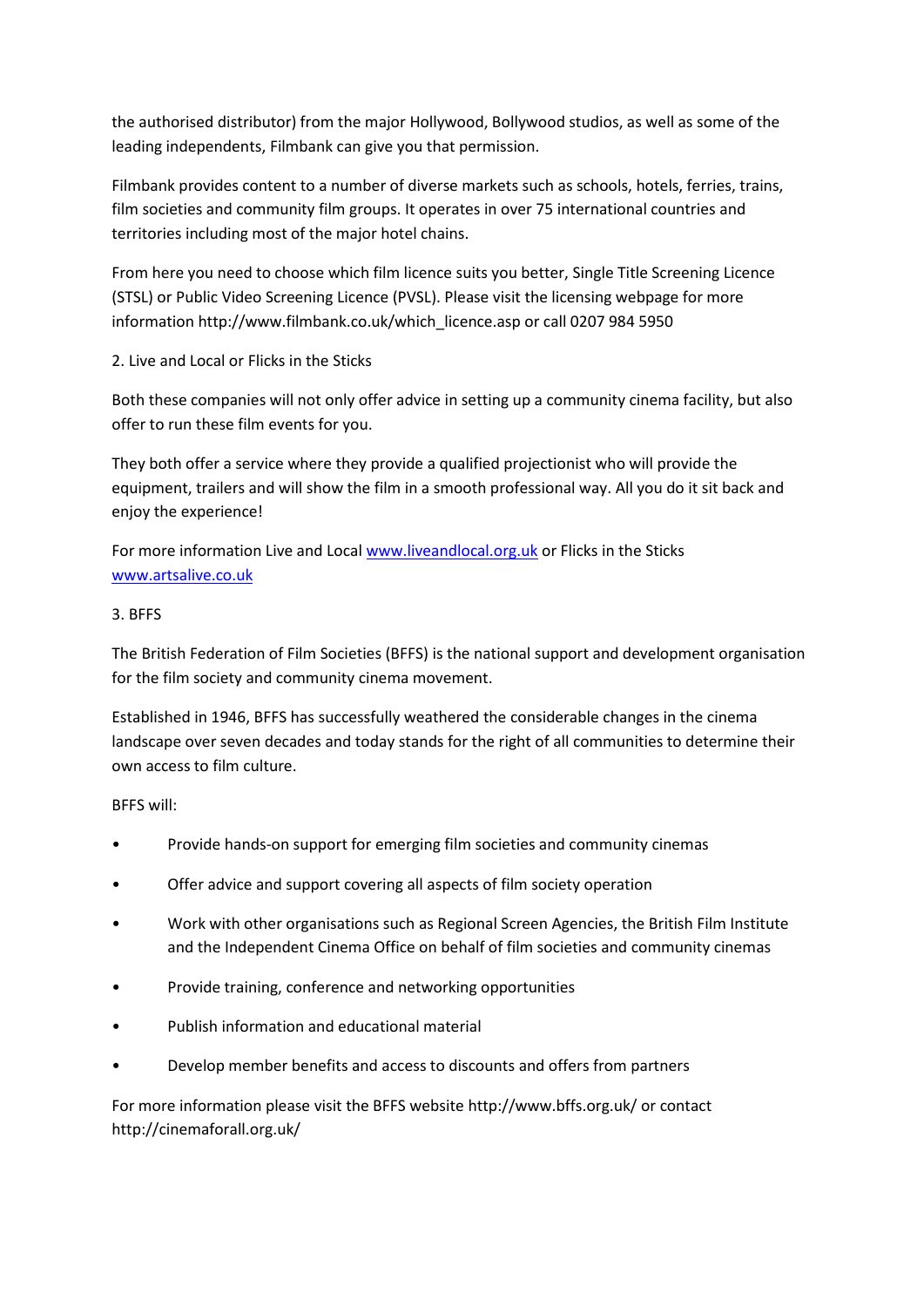the authorised distributor) from the major Hollywood, Bollywood studios, as well as some of the leading independents, Filmbank can give you that permission.

Filmbank provides content to a number of diverse markets such as schools, hotels, ferries, trains, film societies and community film groups. It operates in over 75 international countries and territories including most of the major hotel chains.

From here you need to choose which film licence suits you better, Single Title Screening Licence (STSL) or Public Video Screening Licence (PVSL). Please visit the licensing webpage for more information http://www.filmbank.co.uk/which_licence.asp or call 0207 984 5950

2. Live and Local or Flicks in the Sticks

Both these companies will not only offer advice in setting up a community cinema facility, but also offer to run these film events for you.

They both offer a service where they provide a qualified projectionist who will provide the equipment, trailers and will show the film in a smooth professional way. All you do it sit back and enjoy the experience!

For more information Live and Local [www.liveandlocal.org.uk](http://www.liveandlocal.org.uk) or Flicks in the Sticks [www.artsalive.co.uk](http://www.artsalive.co.uk)

3. BFFS

The British Federation of Film Societies (BFFS) is the national support and development organisation for the film society and community cinema movement.

Established in 1946, BFFS has successfully weathered the considerable changes in the cinema landscape over seven decades and today stands for the right of all communities to determine their own access to film culture.

BFFS will:

- Provide hands-on support for emerging film societies and community cinemas
- Offer advice and support covering all aspects of film society operation
- Work with other organisations such as Regional Screen Agencies, the British Film Institute and the Independent Cinema Office on behalf of film societies and community cinemas
- Provide training, conference and networking opportunities
- Publish information and educational material
- Develop member benefits and access to discounts and offers from partners

For more information please visit the BFFS website http://www.bffs.org.uk/ or contact http://cinemaforall.org.uk/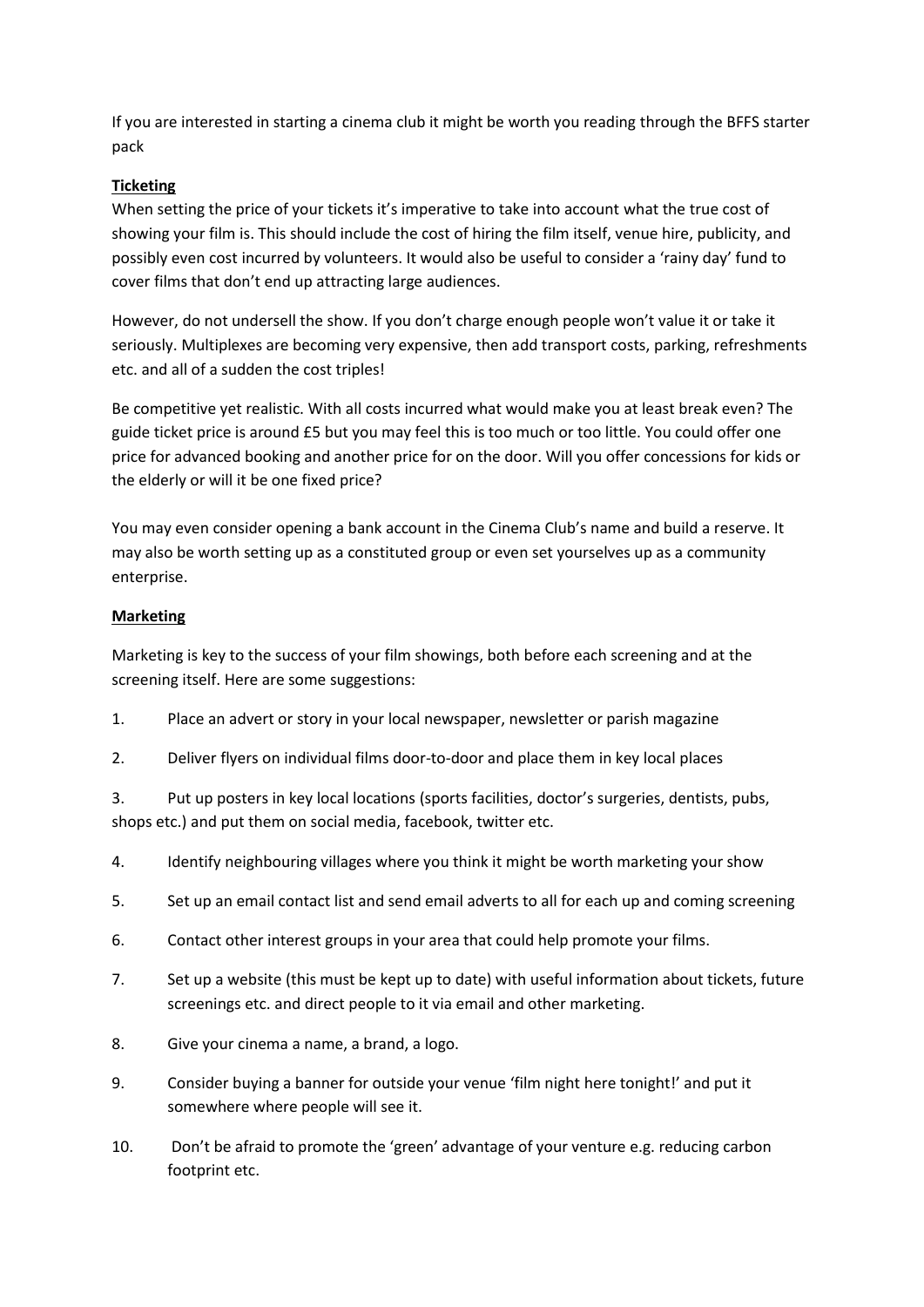If you are interested in starting a cinema club it might be worth you reading through the BFFS starter pack

**Ticketing**

When setting the price of your tickets it's imperative to take into account what the true cost of showing your film is. This should include the cost of hiring the film itself, venue hire, publicity, and possibly even cost incurred by volunteers. It would also be useful to consider a 'rainy day' fund to cover films that don't end up attracting large audiences.

However, do not undersell the show. If you don't charge enough people won't value it or take it seriously. Multiplexes are becoming very expensive, then add transport costs, parking, refreshments etc. and all of a sudden the cost triples!

Be competitive yet realistic. With all costs incurred what would make you at least break even? The guide ticket price is around £5 but you may feel this is too much or too little. You could offer one price for advanced booking and another price for on the door. Will you offer concessions for kids or the elderly or will it be one fixed price?

You may even consider opening a bank account in the Cinema Club's name and build a reserve. It may also be worth setting up as a constituted group or even set yourselves up as a community enterprise.

**Marketing**

Marketing is key to the success of your film showings, both before each screening and at the screening itself. Here are some suggestions:

1. Place an advert or story in your local newspaper, newsletter or parish magazine
2. Deliver flyers on individual films door-to-door and place them in key local places
3. Put up posters in key local locations (sports facilities, doctor's surgeries, dentists, pubs, shops etc.) and put them on social media, facebook, twitter etc.
4. Identify neighbouring villages where you think it might be worth marketing your show
5. Set up an email contact list and send email adverts to all for each up and coming screening
6. Contact other interest groups in your area that could help promote your films.
7. Set up a website (this must be kept up to date) with useful information about tickets, future screenings etc. and direct people to it via email and other marketing.
8. Give your cinema a name, a brand, a logo.
9. Consider buying a banner for outside your venue 'film night here tonight!' and put it somewhere where people will see it.
10. Don't be afraid to promote the 'green' advantage of your venture e.g. reducing carbon footprint etc.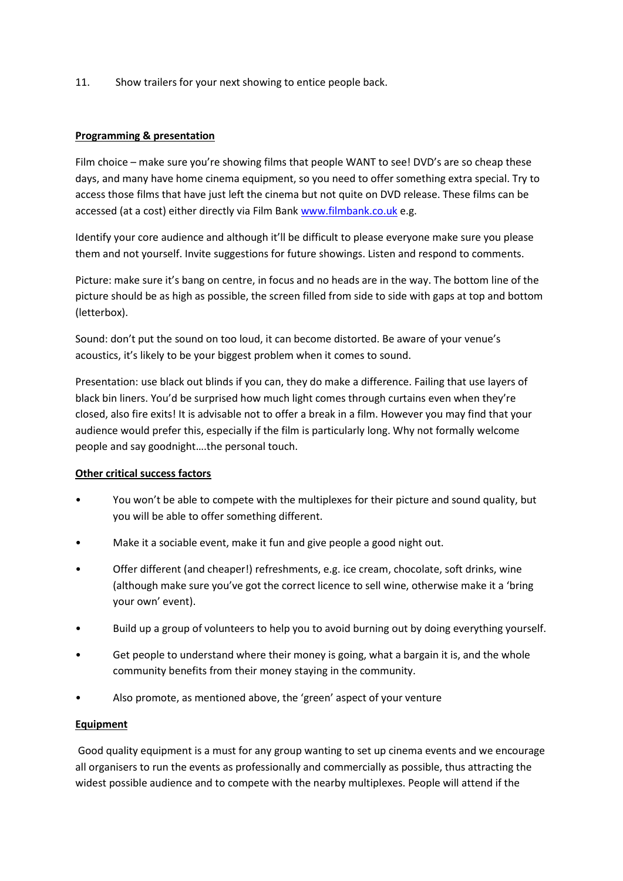11. Show trailers for your next showing to entice people back.

**Programming & presentation**

Film choice – make sure you're showing films that people WANT to see! DVD's are so cheap these days, and many have home cinema equipment, so you need to offer something extra special. Try to access those films that have just left the cinema but not quite on DVD release. These films can be accessed (at a cost) either directly via Film Bank [www.filmbank.co.uk](http://www.filmbank.co.uk) e.g.

Identify your core audience and although it'll be difficult to please everyone make sure you please them and not yourself. Invite suggestions for future showings. Listen and respond to comments.

Picture: make sure it's bang on centre, in focus and no heads are in the way. The bottom line of the picture should be as high as possible, the screen filled from side to side with gaps at top and bottom (letterbox).

Sound: don't put the sound on too loud, it can become distorted. Be aware of your venue's acoustics, it's likely to be your biggest problem when it comes to sound.

Presentation: use black out blinds if you can, they do make a difference. Failing that use layers of black bin liners. You'd be surprised how much light comes through curtains even when they're closed, also fire exits! It is advisable not to offer a break in a film. However you may find that your audience would prefer this, especially if the film is particularly long. Why not formally welcome people and say goodnight….the personal touch.

**Other critical success factors**

- You won't be able to compete with the multiplexes for their picture and sound quality, but you will be able to offer something different.
- Make it a sociable event, make it fun and give people a good night out.
- Offer different (and cheaper!) refreshments, e.g. ice cream, chocolate, soft drinks, wine (although make sure you've got the correct licence to sell wine, otherwise make it a 'bring your own' event).
- Build up a group of volunteers to help you to avoid burning out by doing everything yourself.
- Get people to understand where their money is going, what a bargain it is, and the whole community benefits from their money staying in the community.
- Also promote, as mentioned above, the 'green' aspect of your venture

**Equipment**

Good quality equipment is a must for any group wanting to set up cinema events and we encourage all organisers to run the events as professionally and commercially as possible, thus attracting the widest possible audience and to compete with the nearby multiplexes. People will attend if the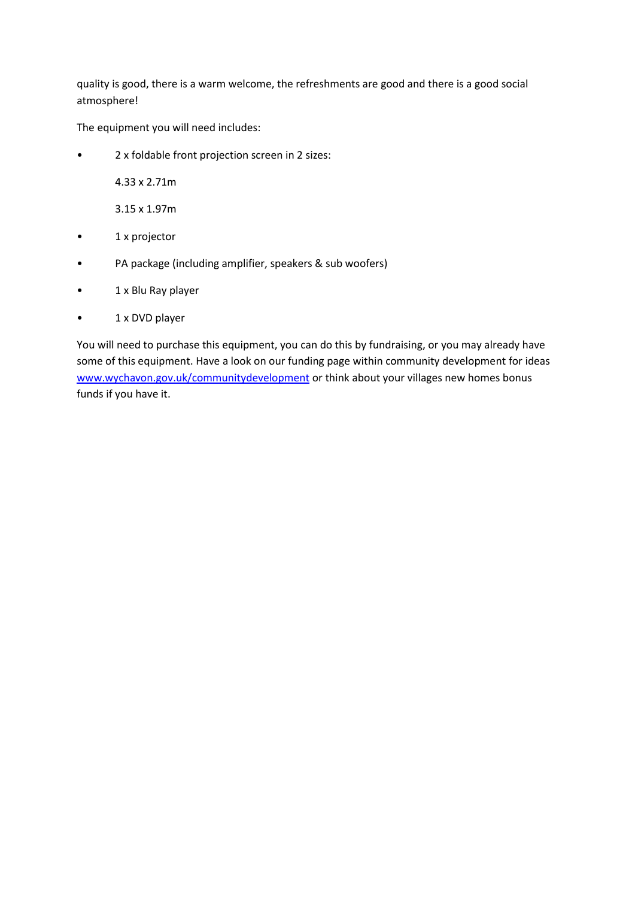quality is good, there is a warm welcome, the refreshments are good and there is a good social atmosphere!

The equipment you will need includes:

- 2 x foldable front projection screen in 2 sizes:

  4.33 x 2.71m

  3.15 x 1.97m

- 1 x projector
- PA package (including amplifier, speakers & sub woofers)
- 1 x Blu Ray player
- 1 x DVD player

You will need to purchase this equipment, you can do this by fundraising, or you may already have some of this equipment. Have a look on our funding page within community development for ideas [www.wychavon.gov.uk/communitydevelopment](http://www.wychavon.gov.uk/communitydevelopment) or think about your villages new homes bonus funds if you have it.